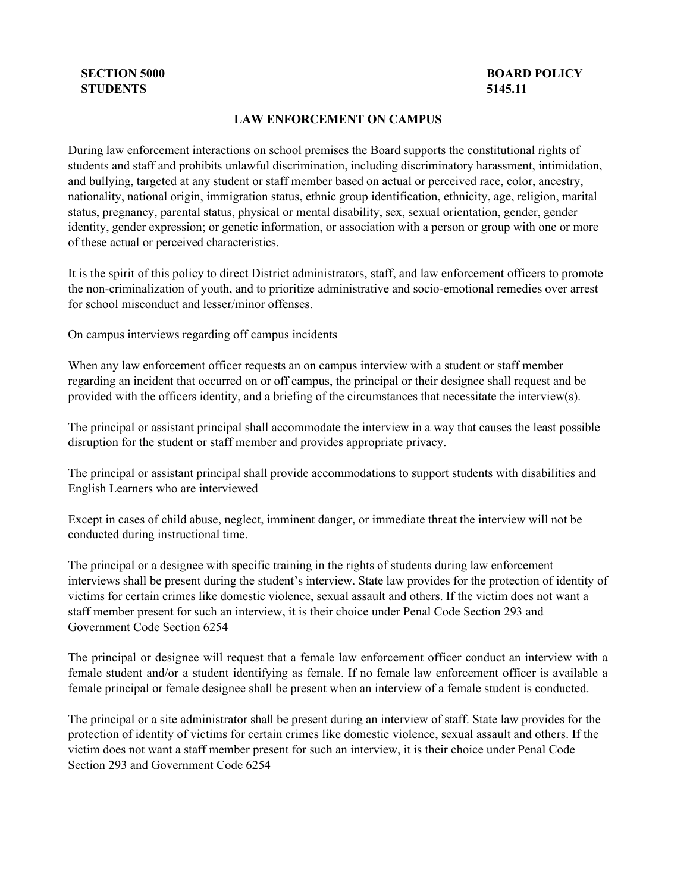**SECTION 5000**
**STUDENTS**

**BOARD POLICY**
**5145.11**

# LAW ENFORCEMENT ON CAMPUS

During law enforcement interactions on school premises the Board supports the constitutional rights of students and staff and prohibits unlawful discrimination, including discriminatory harassment, intimidation, and bullying, targeted at any student or staff member based on actual or perceived race, color, ancestry, nationality, national origin, immigration status, ethnic group identification, ethnicity, age, religion, marital status, pregnancy, parental status, physical or mental disability, sex, sexual orientation, gender, gender identity, gender expression; or genetic information, or association with a person or group with one or more of these actual or perceived characteristics.

It is the spirit of this policy to direct District administrators, staff, and law enforcement officers to promote the non-criminalization of youth, and to prioritize administrative and socio-emotional remedies over arrest for school misconduct and lesser/minor offenses.

<u>On campus interviews regarding off campus incidents</u>

When any law enforcement officer requests an on campus interview with a student or staff member regarding an incident that occurred on or off campus, the principal or their designee shall request and be provided with the officers identity, and a briefing of the circumstances that necessitate the interview(s).

The principal or assistant principal shall accommodate the interview in a way that causes the least possible disruption for the student or staff member and provides appropriate privacy.

The principal or assistant principal shall provide accommodations to support students with disabilities and English Learners who are interviewed

Except in cases of child abuse, neglect, imminent danger, or immediate threat the interview will not be conducted during instructional time.

The principal or a designee with specific training in the rights of students during law enforcement interviews shall be present during the student's interview. State law provides for the protection of identity of victims for certain crimes like domestic violence, sexual assault and others. If the victim does not want a staff member present for such an interview, it is their choice under Penal Code Section 293 and Government Code Section 6254

The principal or designee will request that a female law enforcement officer conduct an interview with a female student and/or a student identifying as female. If no female law enforcement officer is available a female principal or female designee shall be present when an interview of a female student is conducted.

The principal or a site administrator shall be present during an interview of staff. State law provides for the protection of identity of victims for certain crimes like domestic violence, sexual assault and others. If the victim does not want a staff member present for such an interview, it is their choice under Penal Code Section 293 and Government Code 6254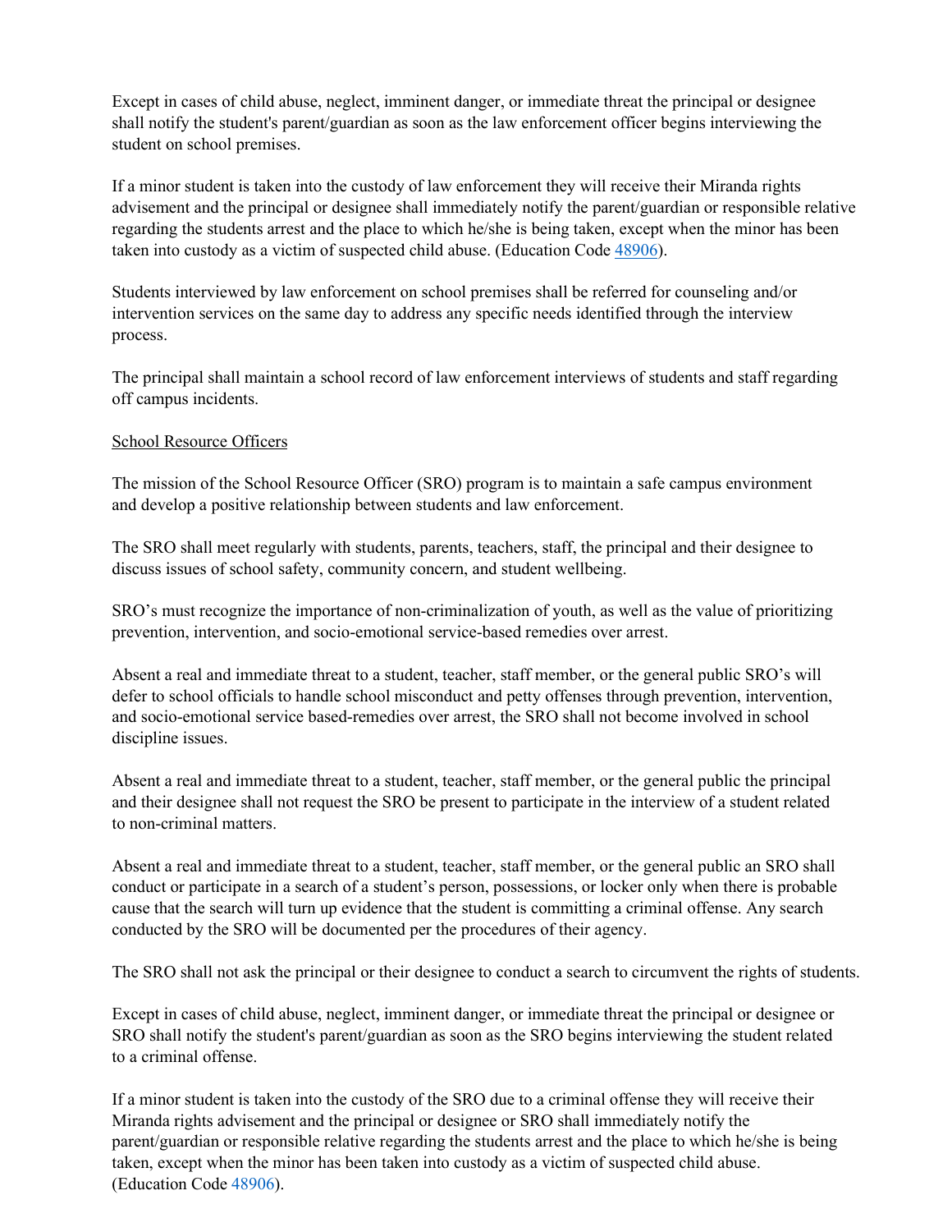Except in cases of child abuse, neglect, imminent danger, or immediate threat the principal or designee shall notify the student's parent/guardian as soon as the law enforcement officer begins interviewing the student on school premises.

If a minor student is taken into the custody of law enforcement they will receive their Miranda rights advisement and the principal or designee shall immediately notify the parent/guardian or responsible relative regarding the students arrest and the place to which he/she is being taken, except when the minor has been taken into custody as a victim of suspected child abuse. (Education Code 48906).

Students interviewed by law enforcement on school premises shall be referred for counseling and/or intervention services on the same day to address any specific needs identified through the interview process.

The principal shall maintain a school record of law enforcement interviews of students and staff regarding off campus incidents.

School Resource Officers

The mission of the School Resource Officer (SRO) program is to maintain a safe campus environment and develop a positive relationship between students and law enforcement.

The SRO shall meet regularly with students, parents, teachers, staff, the principal and their designee to discuss issues of school safety, community concern, and student wellbeing.

SRO's must recognize the importance of non-criminalization of youth, as well as the value of prioritizing prevention, intervention, and socio-emotional service-based remedies over arrest.

Absent a real and immediate threat to a student, teacher, staff member, or the general public SRO's will defer to school officials to handle school misconduct and petty offenses through prevention, intervention, and socio-emotional service based-remedies over arrest, the SRO shall not become involved in school discipline issues.

Absent a real and immediate threat to a student, teacher, staff member, or the general public the principal and their designee shall not request the SRO be present to participate in the interview of a student related to non-criminal matters.

Absent a real and immediate threat to a student, teacher, staff member, or the general public an SRO shall conduct or participate in a search of a student's person, possessions, or locker only when there is probable cause that the search will turn up evidence that the student is committing a criminal offense. Any search conducted by the SRO will be documented per the procedures of their agency.

The SRO shall not ask the principal or their designee to conduct a search to circumvent the rights of students.

Except in cases of child abuse, neglect, imminent danger, or immediate threat the principal or designee or SRO shall notify the student's parent/guardian as soon as the SRO begins interviewing the student related to a criminal offense.

If a minor student is taken into the custody of the SRO due to a criminal offense they will receive their Miranda rights advisement and the principal or designee or SRO shall immediately notify the parent/guardian or responsible relative regarding the students arrest and the place to which he/she is being taken, except when the minor has been taken into custody as a victim of suspected child abuse. (Education Code 48906).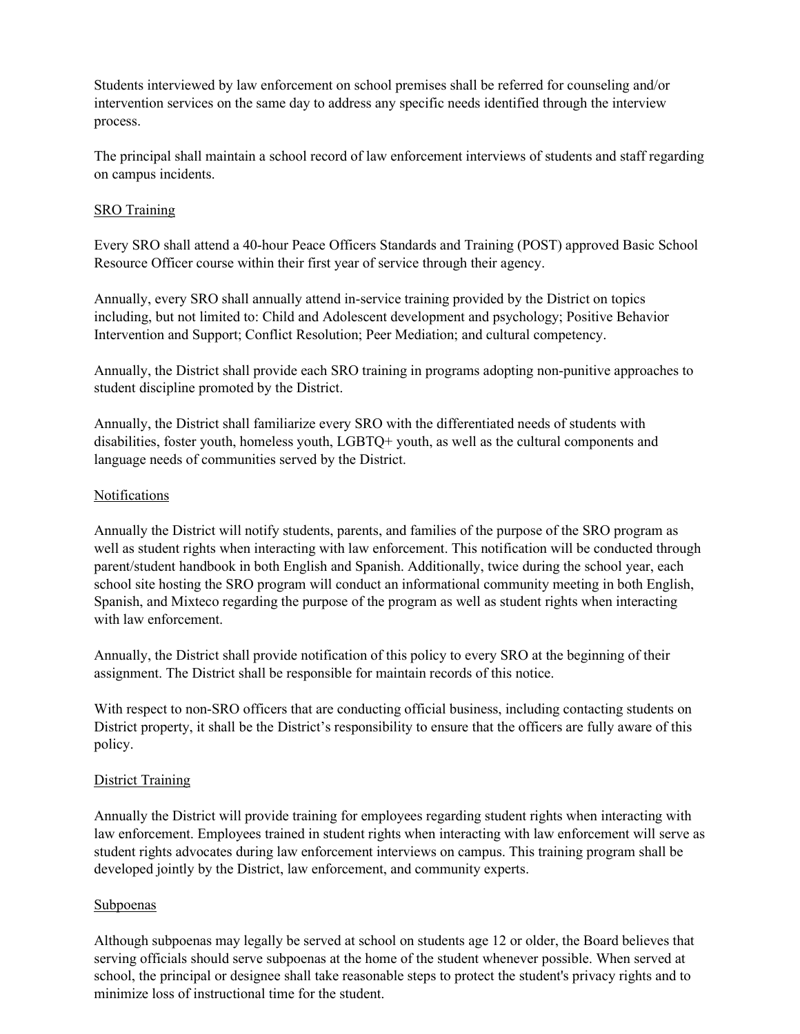Students interviewed by law enforcement on school premises shall be referred for counseling and/or intervention services on the same day to address any specific needs identified through the interview process.

The principal shall maintain a school record of law enforcement interviews of students and staff regarding on campus incidents.

SRO Training

Every SRO shall attend a 40-hour Peace Officers Standards and Training (POST) approved Basic School Resource Officer course within their first year of service through their agency.

Annually, every SRO shall annually attend in-service training provided by the District on topics including, but not limited to: Child and Adolescent development and psychology; Positive Behavior Intervention and Support; Conflict Resolution; Peer Mediation; and cultural competency.

Annually, the District shall provide each SRO training in programs adopting non-punitive approaches to student discipline promoted by the District.

Annually, the District shall familiarize every SRO with the differentiated needs of students with disabilities, foster youth, homeless youth, LGBTQ+ youth, as well as the cultural components and language needs of communities served by the District.

Notifications

Annually the District will notify students, parents, and families of the purpose of the SRO program as well as student rights when interacting with law enforcement. This notification will be conducted through parent/student handbook in both English and Spanish. Additionally, twice during the school year, each school site hosting the SRO program will conduct an informational community meeting in both English, Spanish, and Mixteco regarding the purpose of the program as well as student rights when interacting with law enforcement.

Annually, the District shall provide notification of this policy to every SRO at the beginning of their assignment. The District shall be responsible for maintain records of this notice.

With respect to non-SRO officers that are conducting official business, including contacting students on District property, it shall be the District's responsibility to ensure that the officers are fully aware of this policy.

District Training

Annually the District will provide training for employees regarding student rights when interacting with law enforcement. Employees trained in student rights when interacting with law enforcement will serve as student rights advocates during law enforcement interviews on campus. This training program shall be developed jointly by the District, law enforcement, and community experts.

Subpoenas

Although subpoenas may legally be served at school on students age 12 or older, the Board believes that serving officials should serve subpoenas at the home of the student whenever possible. When served at school, the principal or designee shall take reasonable steps to protect the student's privacy rights and to minimize loss of instructional time for the student.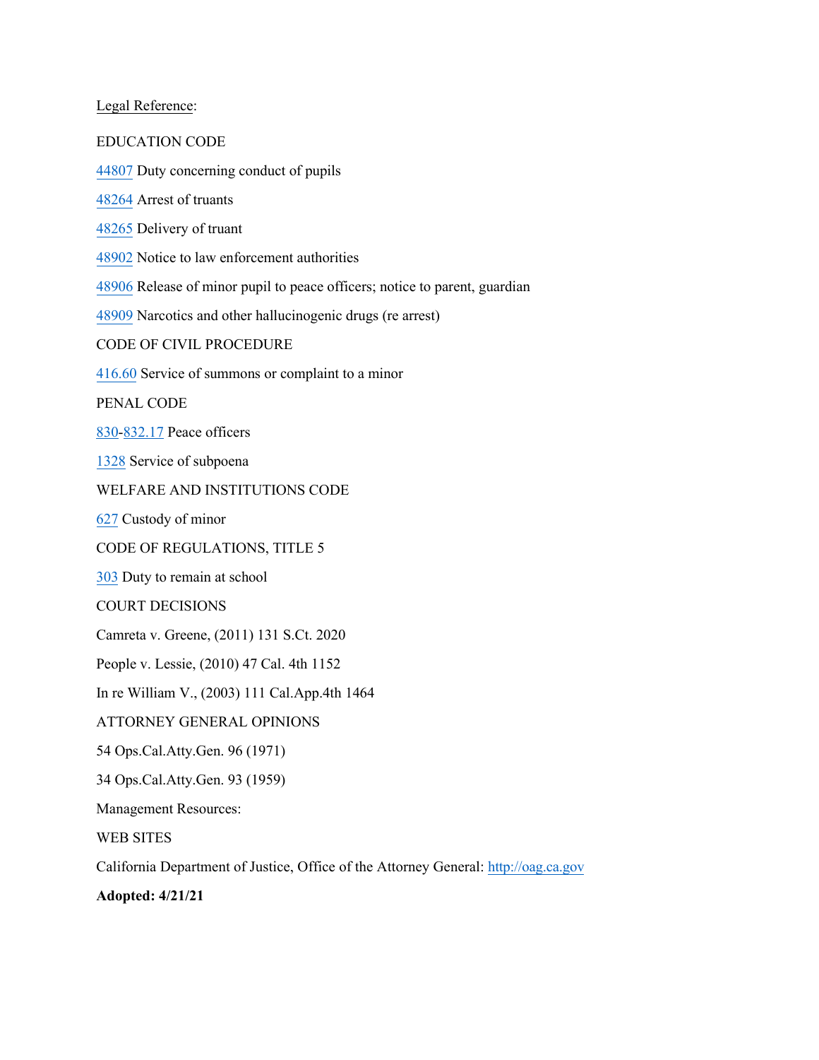Legal Reference:

EDUCATION CODE

44807 Duty concerning conduct of pupils

48264 Arrest of truants

48265 Delivery of truant

48902 Notice to law enforcement authorities

48906 Release of minor pupil to peace officers; notice to parent, guardian

48909 Narcotics and other hallucinogenic drugs (re arrest)

CODE OF CIVIL PROCEDURE

416.60 Service of summons or complaint to a minor

PENAL CODE

830-832.17 Peace officers

1328 Service of subpoena

WELFARE AND INSTITUTIONS CODE

627 Custody of minor

CODE OF REGULATIONS, TITLE 5

303 Duty to remain at school

COURT DECISIONS

Camreta v. Greene, (2011) 131 S.Ct. 2020

People v. Lessie, (2010) 47 Cal. 4th 1152

In re William V., (2003) 111 Cal.App.4th 1464

ATTORNEY GENERAL OPINIONS

54 Ops.Cal.Atty.Gen. 96 (1971)

34 Ops.Cal.Atty.Gen. 93 (1959)

Management Resources:

WEB SITES

California Department of Justice, Office of the Attorney General: http://oag.ca.gov

**Adopted: 4/21/21**